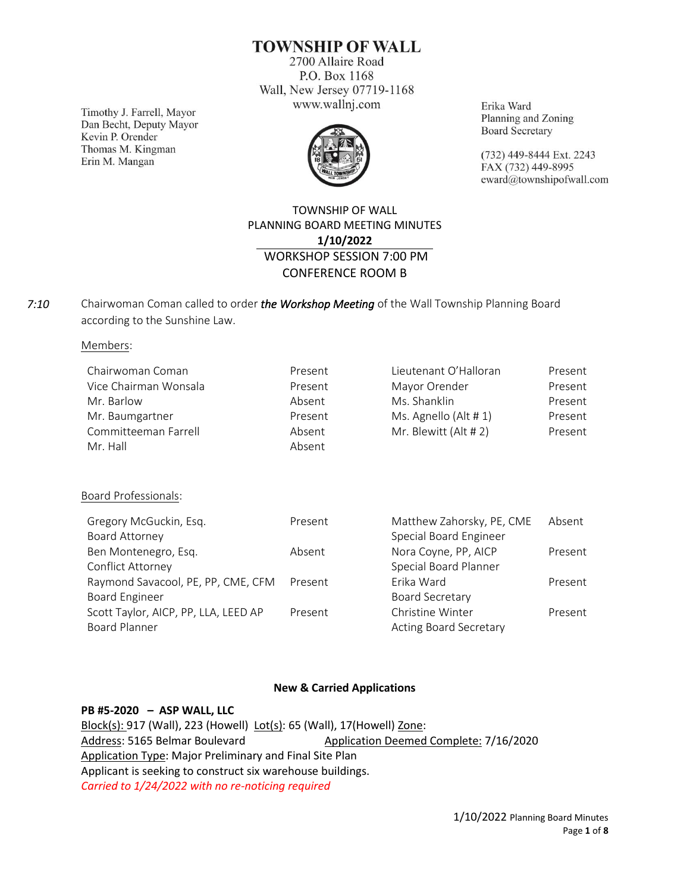# TOWNSHIP OF WALL

2700 Allaire Road
P.O. Box 1168
Wall, New Jersey 07719-1168
www.wallnj.com

Timothy J. Farrell, Mayor
Dan Becht, Deputy Mayor
Kevin P. Orender
Thomas M. Kingman
Erin M. Mangan

Erika Ward
Planning and Zoning
Board Secretary

(732) 449-8444 Ext. 2243
FAX (732) 449-8995
eward@townshipofwall.com

## TOWNSHIP OF WALL
## PLANNING BOARD MEETING MINUTES
## **1/10/2022**
## WORKSHOP SESSION 7:00 PM
## CONFERENCE ROOM B

*7:10* Chairwoman Coman called to order ***the Workshop Meeting*** of the Wall Township Planning Board according to the Sunshine Law.

Members:

| | | | |
|---|---|---|---|
| Chairwoman Coman | Present | Lieutenant O'Halloran | Present |
| Vice Chairman Wonsala | Present | Mayor Orender | Present |
| Mr. Barlow | Absent | Ms. Shanklin | Present |
| Mr. Baumgartner | Present | Ms. Agnello (Alt # 1) | Present |
| Committeeman Farrell | Absent | Mr. Blewitt (Alt # 2) | Present |
| Mr. Hall | Absent | | |

Board Professionals:

| | | | |
|---|---|---|---|
| Gregory McGuckin, Esq.<br>Board Attorney | Present | Matthew Zahorsky, PE, CME<br>Special Board Engineer | Absent |
| Ben Montenegro, Esq.<br>Conflict Attorney | Absent | Nora Coyne, PP, AICP<br>Special Board Planner | Present |
| Raymond Savacool, PE, PP, CME, CFM<br>Board Engineer | Present | Erika Ward<br>Board Secretary | Present |
| Scott Taylor, AICP, PP, LLA, LEED AP<br>Board Planner | Present | Christine Winter<br>Acting Board Secretary | Present |

### New & Carried Applications

**PB #5-2020 – ASP WALL, LLC**
Block(s): 917 (Wall), 223 (Howell) Lot(s): 65 (Wall), 17(Howell) Zone:
Address: 5165 Belmar Boulevard Application Deemed Complete: 7/16/2020
Application Type: Major Preliminary and Final Site Plan
Applicant is seeking to construct six warehouse buildings.
*Carried to 1/24/2022 with no re-noticing required*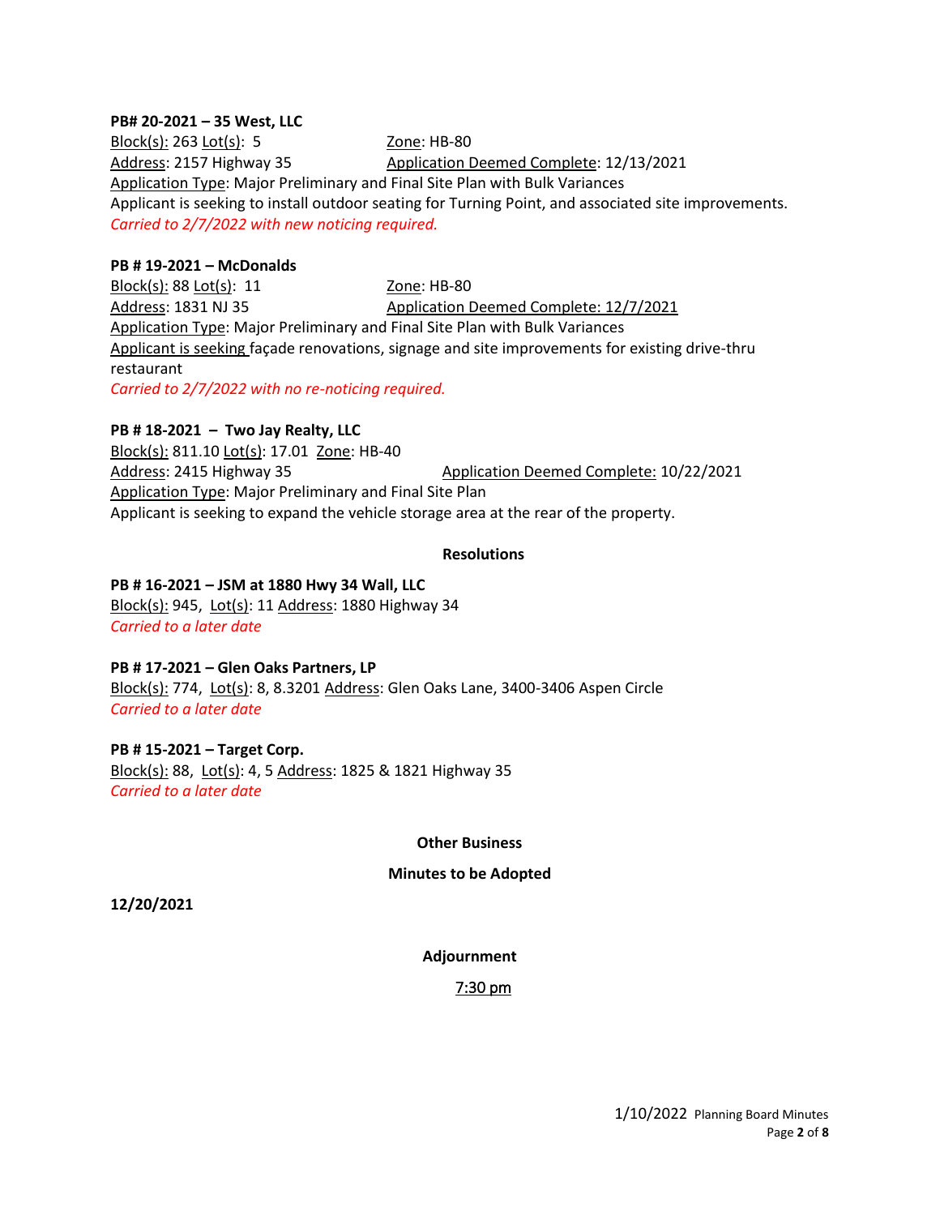**PB# 20-2021 – 35 West, LLC**
Block(s): 263 Lot(s): 5 Zone: HB-80
Address: 2157 Highway 35 Application Deemed Complete: 12/13/2021
Application Type: Major Preliminary and Final Site Plan with Bulk Variances
Applicant is seeking to install outdoor seating for Turning Point, and associated site improvements.
*Carried to 2/7/2022 with new noticing required.*

**PB # 19-2021 – McDonalds**
Block(s): 88 Lot(s): 11 Zone: HB-80
Address: 1831 NJ 35 Application Deemed Complete: 12/7/2021
Application Type: Major Preliminary and Final Site Plan with Bulk Variances
Applicant is seeking façade renovations, signage and site improvements for existing drive-thru restaurant
*Carried to 2/7/2022 with no re-noticing required.*

**PB # 18-2021 – Two Jay Realty, LLC**
Block(s): 811.10 Lot(s): 17.01 Zone: HB-40
Address: 2415 Highway 35 Application Deemed Complete: 10/22/2021
Application Type: Major Preliminary and Final Site Plan
Applicant is seeking to expand the vehicle storage area at the rear of the property.

**Resolutions**

**PB # 16-2021 – JSM at 1880 Hwy 34 Wall, LLC**
Block(s): 945, Lot(s): 11 Address: 1880 Highway 34
*Carried to a later date*

**PB # 17-2021 – Glen Oaks Partners, LP**
Block(s): 774, Lot(s): 8, 8.3201 Address: Glen Oaks Lane, 3400-3406 Aspen Circle
*Carried to a later date*

**PB # 15-2021 – Target Corp.**
Block(s): 88, Lot(s): 4, 5 Address: 1825 & 1821 Highway 35
*Carried to a later date*

**Other Business**

**Minutes to be Adopted**

**12/20/2021**

**Adjournment**

7:30 pm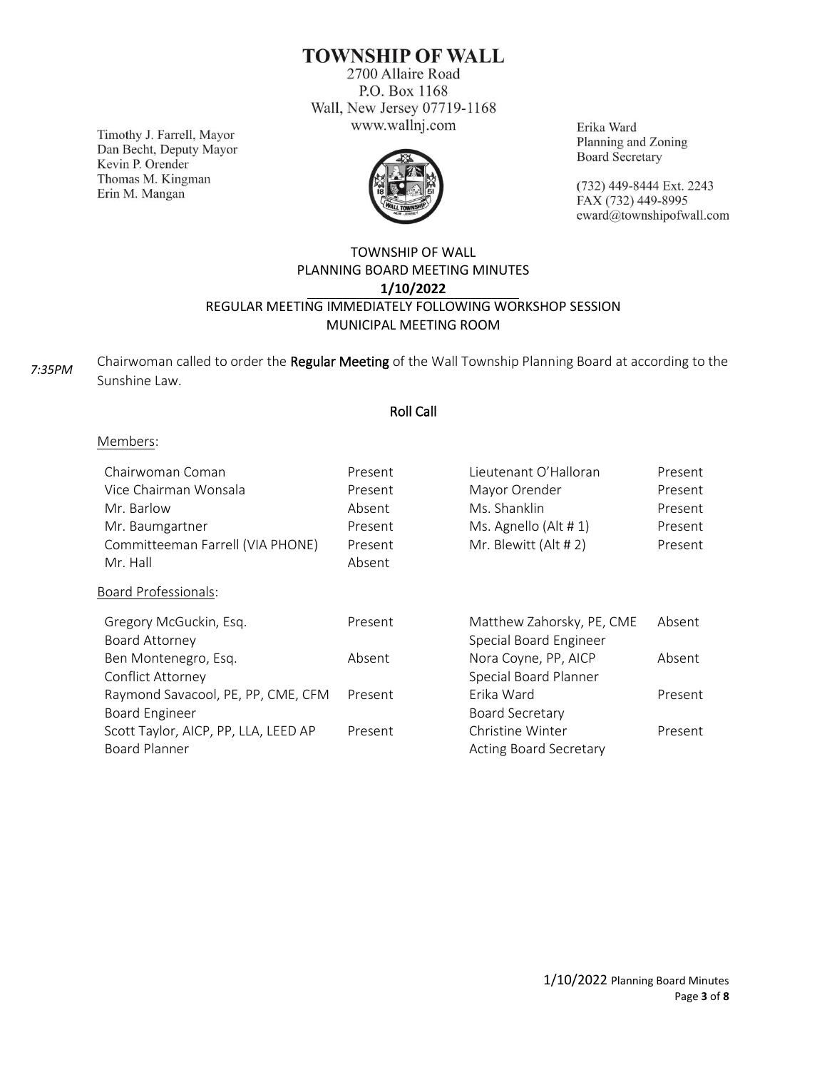# TOWNSHIP OF WALL

2700 Allaire Road
P.O. Box 1168
Wall, New Jersey 07719-1168
www.wallnj.com

Timothy J. Farrell, Mayor
Dan Becht, Deputy Mayor
Kevin P. Orender
Thomas M. Kingman
Erin M. Mangan

Erika Ward
Planning and Zoning
Board Secretary

(732) 449-8444 Ext. 2243
FAX (732) 449-8995
eward@townshipofwall.com

## TOWNSHIP OF WALL
## PLANNING BOARD MEETING MINUTES
## 1/10/2022
## REGULAR MEETING IMMEDIATELY FOLLOWING WORKSHOP SESSION
## MUNICIPAL MEETING ROOM

*7:35PM* Chairwoman called to order the **Regular Meeting** of the Wall Township Planning Board at according to the Sunshine Law.

### Roll Call

Members:

| | | | |
|---|---|---|---|
| Chairwoman Coman | Present | Lieutenant O'Halloran | Present |
| Vice Chairman Wonsala | Present | Mayor Orender | Present |
| Mr. Barlow | Absent | Ms. Shanklin | Present |
| Mr. Baumgartner | Present | Ms. Agnello (Alt # 1) | Present |
| Committeeman Farrell (VIA PHONE) | Present | Mr. Blewitt (Alt # 2) | Present |
| Mr. Hall | Absent | | |

Board Professionals:

| | | | |
|---|---|---|---|
| Gregory McGuckin, Esq. Board Attorney | Present | Matthew Zahorsky, PE, CME Special Board Engineer | Absent |
| Ben Montenegro, Esq. Conflict Attorney | Absent | Nora Coyne, PP, AICP Special Board Planner | Absent |
| Raymond Savacool, PE, PP, CME, CFM Board Engineer | Present | Erika Ward Board Secretary | Present |
| Scott Taylor, AICP, PP, LLA, LEED AP Board Planner | Present | Christine Winter Acting Board Secretary | Present |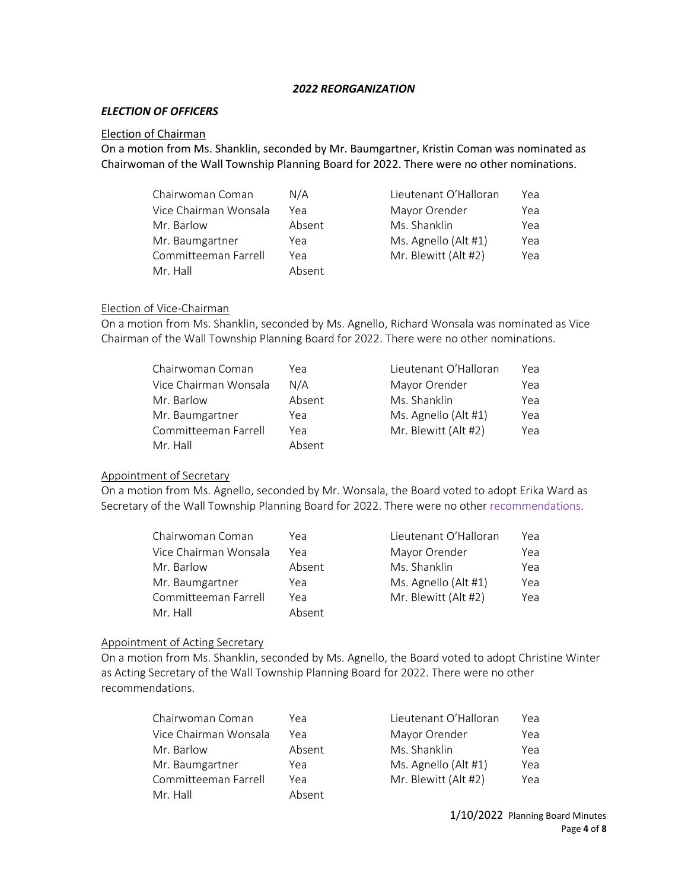### *2022 REORGANIZATION*

#### *ELECTION OF OFFICERS*

Election of Chairman

On a motion from Ms. Shanklin, seconded by Mr. Baumgartner, Kristin Coman was nominated as Chairwoman of the Wall Township Planning Board for 2022. There were no other nominations.

| | | | |
|---|---|---|---|
| Chairwoman Coman | N/A | Lieutenant O'Halloran | Yea |
| Vice Chairman Wonsala | Yea | Mayor Orender | Yea |
| Mr. Barlow | Absent | Ms. Shanklin | Yea |
| Mr. Baumgartner | Yea | Ms. Agnello (Alt #1) | Yea |
| Committeeman Farrell | Yea | Mr. Blewitt (Alt #2) | Yea |
| Mr. Hall | Absent | | |

Election of Vice-Chairman

On a motion from Ms. Shanklin, seconded by Ms. Agnello, Richard Wonsala was nominated as Vice Chairman of the Wall Township Planning Board for 2022. There were no other nominations.

| | | | |
|---|---|---|---|
| Chairwoman Coman | Yea | Lieutenant O'Halloran | Yea |
| Vice Chairman Wonsala | N/A | Mayor Orender | Yea |
| Mr. Barlow | Absent | Ms. Shanklin | Yea |
| Mr. Baumgartner | Yea | Ms. Agnello (Alt #1) | Yea |
| Committeeman Farrell | Yea | Mr. Blewitt (Alt #2) | Yea |
| Mr. Hall | Absent | | |

Appointment of Secretary

On a motion from Ms. Agnello, seconded by Mr. Wonsala, the Board voted to adopt Erika Ward as Secretary of the Wall Township Planning Board for 2022. There were no other recommendations.

| | | | |
|---|---|---|---|
| Chairwoman Coman | Yea | Lieutenant O'Halloran | Yea |
| Vice Chairman Wonsala | Yea | Mayor Orender | Yea |
| Mr. Barlow | Absent | Ms. Shanklin | Yea |
| Mr. Baumgartner | Yea | Ms. Agnello (Alt #1) | Yea |
| Committeeman Farrell | Yea | Mr. Blewitt (Alt #2) | Yea |
| Mr. Hall | Absent | | |

Appointment of Acting Secretary

On a motion from Ms. Shanklin, seconded by Ms. Agnello, the Board voted to adopt Christine Winter as Acting Secretary of the Wall Township Planning Board for 2022. There were no other recommendations.

| | | | |
|---|---|---|---|
| Chairwoman Coman | Yea | Lieutenant O'Halloran | Yea |
| Vice Chairman Wonsala | Yea | Mayor Orender | Yea |
| Mr. Barlow | Absent | Ms. Shanklin | Yea |
| Mr. Baumgartner | Yea | Ms. Agnello (Alt #1) | Yea |
| Committeeman Farrell | Yea | Mr. Blewitt (Alt #2) | Yea |
| Mr. Hall | Absent | | |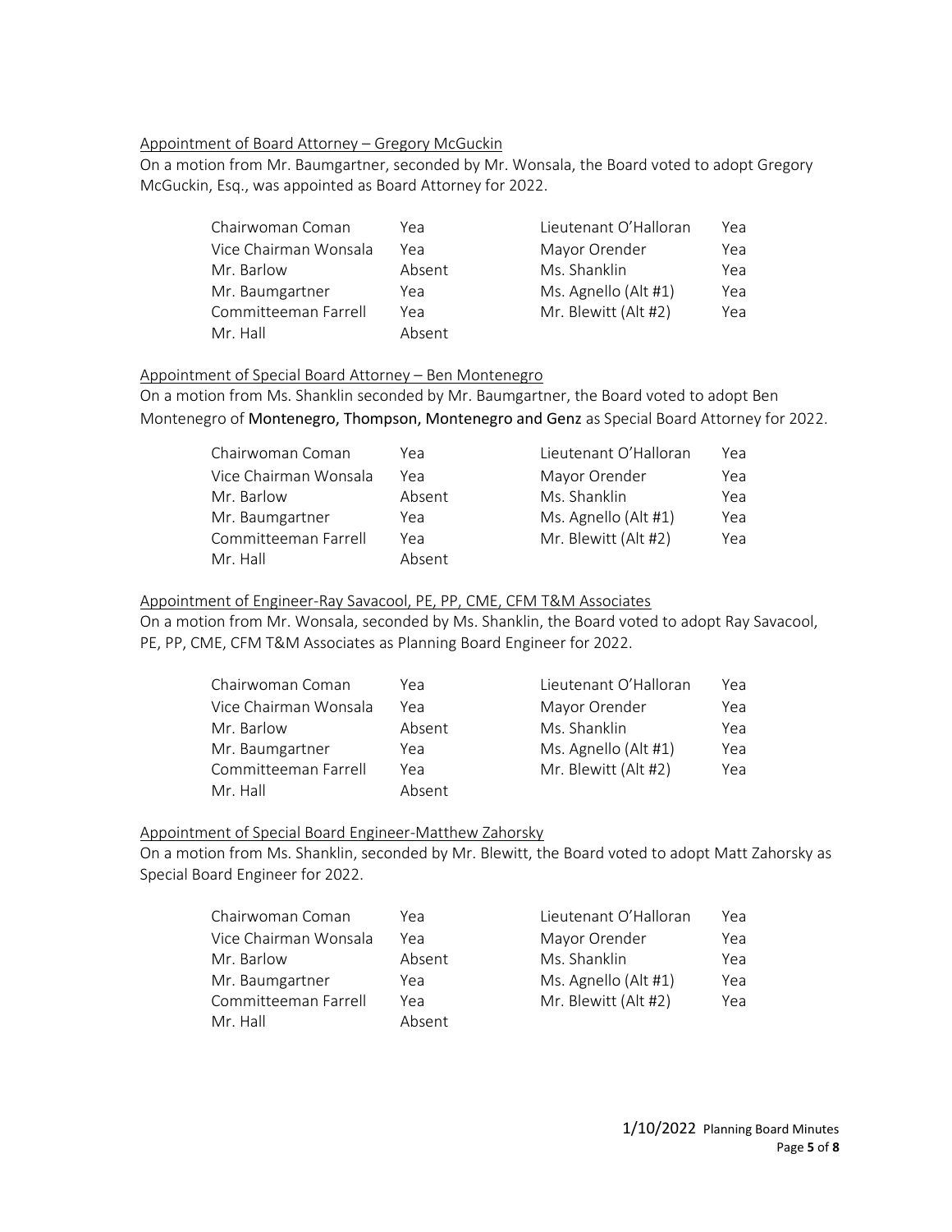Appointment of Board Attorney – Gregory McGuckin

On a motion from Mr. Baumgartner, seconded by Mr. Wonsala, the Board voted to adopt Gregory McGuckin, Esq., was appointed as Board Attorney for 2022.

| | | | |
|---|---|---|---|
| Chairwoman Coman | Yea | Lieutenant O'Halloran | Yea |
| Vice Chairman Wonsala | Yea | Mayor Orender | Yea |
| Mr. Barlow | Absent | Ms. Shanklin | Yea |
| Mr. Baumgartner | Yea | Ms. Agnello (Alt #1) | Yea |
| Committeeman Farrell | Yea | Mr. Blewitt (Alt #2) | Yea |
| Mr. Hall | Absent | | |

Appointment of Special Board Attorney – Ben Montenegro

On a motion from Ms. Shanklin seconded by Mr. Baumgartner, the Board voted to adopt Ben Montenegro of Montenegro, Thompson, Montenegro and Genz as Special Board Attorney for 2022.

| | | | |
|---|---|---|---|
| Chairwoman Coman | Yea | Lieutenant O'Halloran | Yea |
| Vice Chairman Wonsala | Yea | Mayor Orender | Yea |
| Mr. Barlow | Absent | Ms. Shanklin | Yea |
| Mr. Baumgartner | Yea | Ms. Agnello (Alt #1) | Yea |
| Committeeman Farrell | Yea | Mr. Blewitt (Alt #2) | Yea |
| Mr. Hall | Absent | | |

Appointment of Engineer-Ray Savacool, PE, PP, CME, CFM T&M Associates

On a motion from Mr. Wonsala, seconded by Ms. Shanklin, the Board voted to adopt Ray Savacool, PE, PP, CME, CFM T&M Associates as Planning Board Engineer for 2022.

| | | | |
|---|---|---|---|
| Chairwoman Coman | Yea | Lieutenant O'Halloran | Yea |
| Vice Chairman Wonsala | Yea | Mayor Orender | Yea |
| Mr. Barlow | Absent | Ms. Shanklin | Yea |
| Mr. Baumgartner | Yea | Ms. Agnello (Alt #1) | Yea |
| Committeeman Farrell | Yea | Mr. Blewitt (Alt #2) | Yea |
| Mr. Hall | Absent | | |

Appointment of Special Board Engineer-Matthew Zahorsky

On a motion from Ms. Shanklin, seconded by Mr. Blewitt, the Board voted to adopt Matt Zahorsky as Special Board Engineer for 2022.

| | | | |
|---|---|---|---|
| Chairwoman Coman | Yea | Lieutenant O'Halloran | Yea |
| Vice Chairman Wonsala | Yea | Mayor Orender | Yea |
| Mr. Barlow | Absent | Ms. Shanklin | Yea |
| Mr. Baumgartner | Yea | Ms. Agnello (Alt #1) | Yea |
| Committeeman Farrell | Yea | Mr. Blewitt (Alt #2) | Yea |
| Mr. Hall | Absent | | |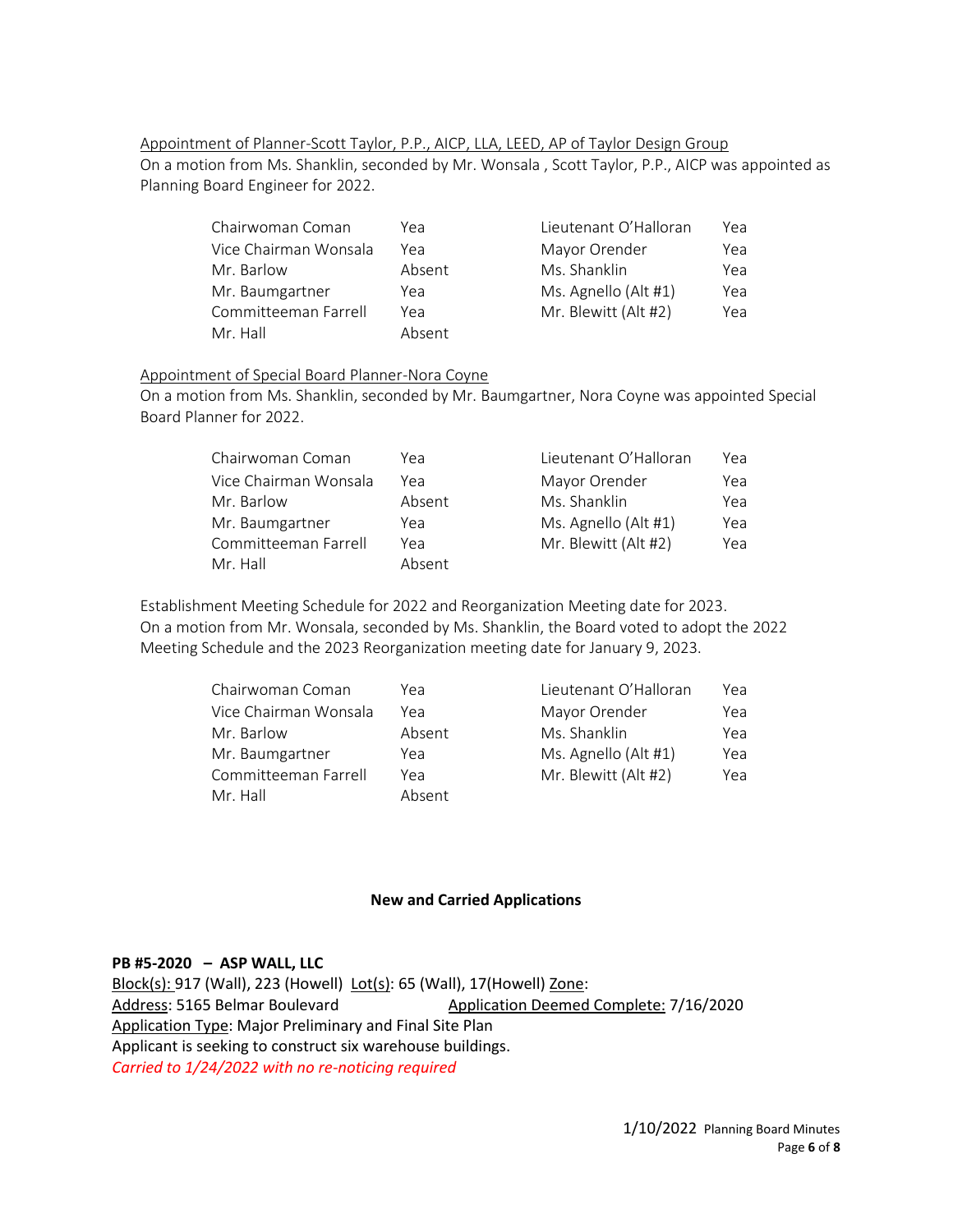Appointment of Planner-Scott Taylor, P.P., AICP, LLA, LEED, AP of Taylor Design Group

On a motion from Ms. Shanklin, seconded by Mr. Wonsala , Scott Taylor, P.P., AICP was appointed as Planning Board Engineer for 2022.

| | | | |
|---|---|---|---|
| Chairwoman Coman | Yea | Lieutenant O'Halloran | Yea |
| Vice Chairman Wonsala | Yea | Mayor Orender | Yea |
| Mr. Barlow | Absent | Ms. Shanklin | Yea |
| Mr. Baumgartner | Yea | Ms. Agnello (Alt #1) | Yea |
| Committeeman Farrell | Yea | Mr. Blewitt (Alt #2) | Yea |
| Mr. Hall | Absent | | |

Appointment of Special Board Planner-Nora Coyne

On a motion from Ms. Shanklin, seconded by Mr. Baumgartner, Nora Coyne was appointed Special Board Planner for 2022.

| | | | |
|---|---|---|---|
| Chairwoman Coman | Yea | Lieutenant O'Halloran | Yea |
| Vice Chairman Wonsala | Yea | Mayor Orender | Yea |
| Mr. Barlow | Absent | Ms. Shanklin | Yea |
| Mr. Baumgartner | Yea | Ms. Agnello (Alt #1) | Yea |
| Committeeman Farrell | Yea | Mr. Blewitt (Alt #2) | Yea |
| Mr. Hall | Absent | | |

Establishment Meeting Schedule for 2022 and Reorganization Meeting date for 2023.
On a motion from Mr. Wonsala, seconded by Ms. Shanklin, the Board voted to adopt the 2022 Meeting Schedule and the 2023 Reorganization meeting date for January 9, 2023.

| | | | |
|---|---|---|---|
| Chairwoman Coman | Yea | Lieutenant O'Halloran | Yea |
| Vice Chairman Wonsala | Yea | Mayor Orender | Yea |
| Mr. Barlow | Absent | Ms. Shanklin | Yea |
| Mr. Baumgartner | Yea | Ms. Agnello (Alt #1) | Yea |
| Committeeman Farrell | Yea | Mr. Blewitt (Alt #2) | Yea |
| Mr. Hall | Absent | | |

## New and Carried Applications

**PB #5-2020 – ASP WALL, LLC**

Block(s): 917 (Wall), 223 (Howell) Lot(s): 65 (Wall), 17(Howell) Zone:
Address: 5165 Belmar Boulevard Application Deemed Complete: 7/16/2020
Application Type: Major Preliminary and Final Site Plan
Applicant is seeking to construct six warehouse buildings.
*Carried to 1/24/2022 with no re-noticing required*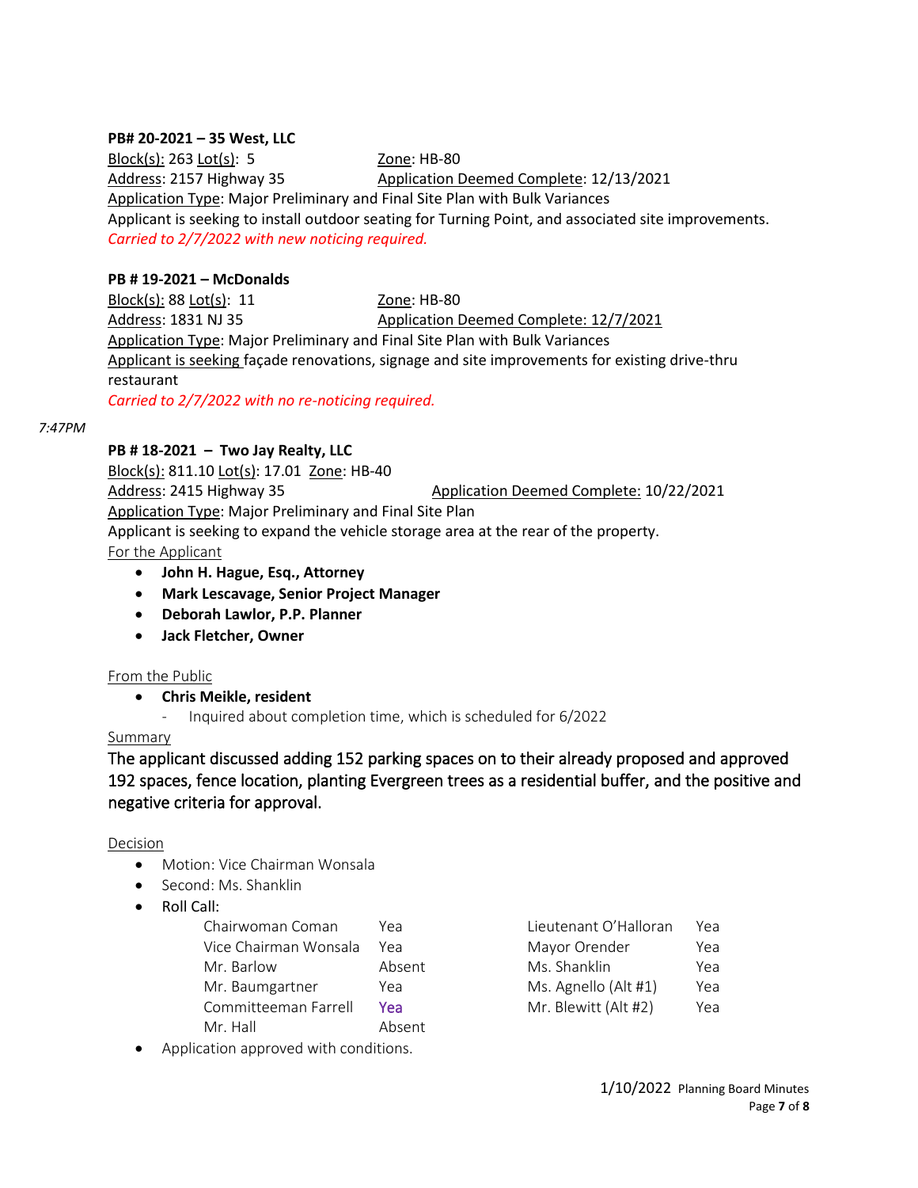**PB# 20-2021 – 35 West, LLC**

Block(s): 263 Lot(s): 5 Zone: HB-80
Address: 2157 Highway 35 Application Deemed Complete: 12/13/2021
Application Type: Major Preliminary and Final Site Plan with Bulk Variances
Applicant is seeking to install outdoor seating for Turning Point, and associated site improvements.
*Carried to 2/7/2022 with new noticing required.*

**PB # 19-2021 – McDonalds**

Block(s): 88 Lot(s): 11 Zone: HB-80
Address: 1831 NJ 35 Application Deemed Complete: 12/7/2021
Application Type: Major Preliminary and Final Site Plan with Bulk Variances
Applicant is seeking façade renovations, signage and site improvements for existing drive-thru restaurant
*Carried to 2/7/2022 with no re-noticing required.*

*7:47PM*

**PB # 18-2021 – Two Jay Realty, LLC**

Block(s): 811.10 Lot(s): 17.01 Zone: HB-40
Address: 2415 Highway 35 Application Deemed Complete: 10/22/2021
Application Type: Major Preliminary and Final Site Plan
Applicant is seeking to expand the vehicle storage area at the rear of the property.

For the Applicant

- **John H. Hague, Esq., Attorney**
- **Mark Lescavage, Senior Project Manager**
- **Deborah Lawlor, P.P. Planner**
- **Jack Fletcher, Owner**

From the Public

- **Chris Meikle, resident**
  - Inquired about completion time, which is scheduled for 6/2022

Summary

The applicant discussed adding 152 parking spaces on to their already proposed and approved 192 spaces, fence location, planting Evergreen trees as a residential buffer, and the positive and negative criteria for approval.

Decision

- Motion: Vice Chairman Wonsala
- Second: Ms. Shanklin
- Roll Call:

| | | | |
|---|---|---|---|
| Chairwoman Coman | Yea | Lieutenant O'Halloran | Yea |
| Vice Chairman Wonsala | Yea | Mayor Orender | Yea |
| Mr. Barlow | Absent | Ms. Shanklin | Yea |
| Mr. Baumgartner | Yea | Ms. Agnello (Alt #1) | Yea |
| Committeeman Farrell | Yea | Mr. Blewitt (Alt #2) | Yea |
| Mr. Hall | Absent | | |

- Application approved with conditions.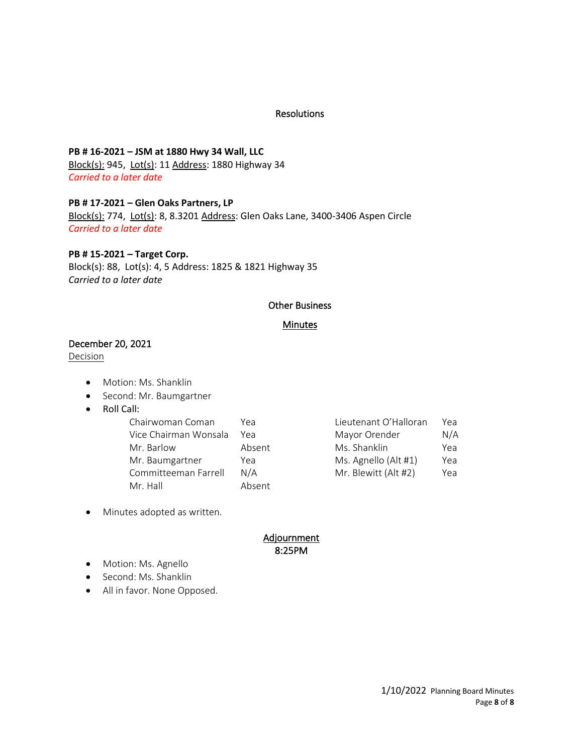## Resolutions

**PB # 16-2021 – JSM at 1880 Hwy 34 Wall, LLC**
Block(s): 945, Lot(s): 11 Address: 1880 Highway 34
*Carried to a later date*

**PB # 17-2021 – Glen Oaks Partners, LP**
Block(s): 774, Lot(s): 8, 8.3201 Address: Glen Oaks Lane, 3400-3406 Aspen Circle
*Carried to a later date*

**PB # 15-2021 – Target Corp.**
Block(s): 88, Lot(s): 4, 5 Address: 1825 & 1821 Highway 35
*Carried to a later date*

## Other Business

### Minutes

December 20, 2021
Decision

- Motion: Ms. Shanklin
- Second: Mr. Baumgartner
- Roll Call:

| | | | |
|---|---|---|---|
| Chairwoman Coman | Yea | Lieutenant O'Halloran | Yea |
| Vice Chairman Wonsala | Yea | Mayor Orender | N/A |
| Mr. Barlow | Absent | Ms. Shanklin | Yea |
| Mr. Baumgartner | Yea | Ms. Agnello (Alt #1) | Yea |
| Committeeman Farrell | N/A | Mr. Blewitt (Alt #2) | Yea |
| Mr. Hall | Absent | | |

- Minutes adopted as written.

### Adjournment
8:25PM

- Motion: Ms. Agnello
- Second: Ms. Shanklin
- All in favor. None Opposed.